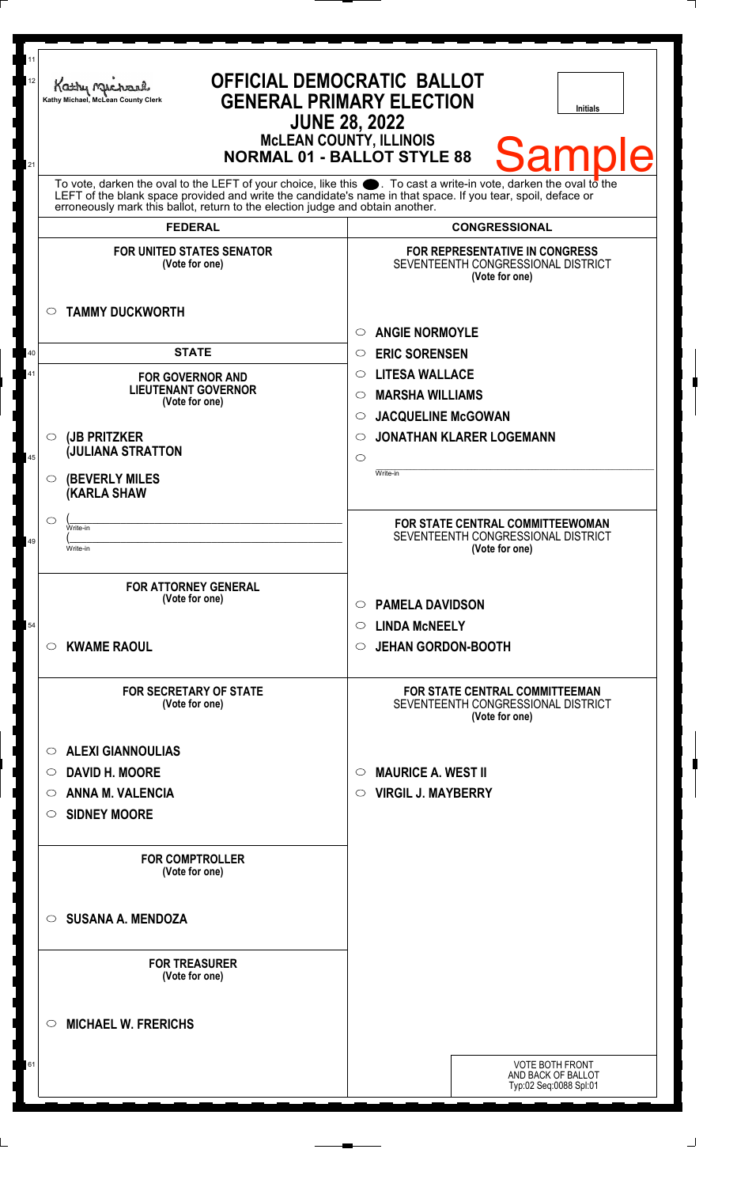Kathy Michael, McLean County Clerk

# OFFICIAL DEMOCRATIC BALLOT
## GENERAL PRIMARY ELECTION
## JUNE 28, 2022
### McLEAN COUNTY, ILLINOIS
### NORMAL 01 - BALLOT STYLE 88

Initials

Sample

To vote, darken the oval to the LEFT of your choice, like this ⬤. To cast a write-in vote, darken the oval to the LEFT of the blank space provided and write the candidate's name in that space. If you tear, spoil, deface or erroneously mark this ballot, return to the election judge and obtain another.

## FEDERAL

**FOR UNITED STATES SENATOR**
(Vote for one)

- ○ **TAMMY DUCKWORTH**

## STATE

**FOR GOVERNOR AND LIEUTENANT GOVERNOR**
(Vote for one)

- ○ **(JB PRITZKER (JULIANA STRATTON**
- ○ **(BEVERLY MILES (KARLA SHAW**
- ○ ( ______ Write-in ( ______ Write-in

**FOR ATTORNEY GENERAL**
(Vote for one)

- ○ **KWAME RAOUL**

**FOR SECRETARY OF STATE**
(Vote for one)

- ○ **ALEXI GIANNOULIAS**
- ○ **DAVID H. MOORE**
- ○ **ANNA M. VALENCIA**
- ○ **SIDNEY MOORE**

**FOR COMPTROLLER**
(Vote for one)

- ○ **SUSANA A. MENDOZA**

**FOR TREASURER**
(Vote for one)

- ○ **MICHAEL W. FRERICHS**

## CONGRESSIONAL

**FOR REPRESENTATIVE IN CONGRESS**
SEVENTEENTH CONGRESSIONAL DISTRICT
(Vote for one)

- ○ **ANGIE NORMOYLE**
- ○ **ERIC SORENSEN**
- ○ **LITESA WALLACE**
- ○ **MARSHA WILLIAMS**
- ○ **JACQUELINE McGOWAN**
- ○ **JONATHAN KLARER LOGEMANN**
- ○ ______ Write-in

**FOR STATE CENTRAL COMMITTEEWOMAN**
SEVENTEENTH CONGRESSIONAL DISTRICT
(Vote for one)

- ○ **PAMELA DAVIDSON**
- ○ **LINDA McNEELY**
- ○ **JEHAN GORDON-BOOTH**

**FOR STATE CENTRAL COMMITTEEMAN**
SEVENTEENTH CONGRESSIONAL DISTRICT
(Vote for one)

- ○ **MAURICE A. WEST II**
- ○ **VIRGIL J. MAYBERRY**

VOTE BOTH FRONT AND BACK OF BALLOT
Typ:02 Seq:0088 Spl:01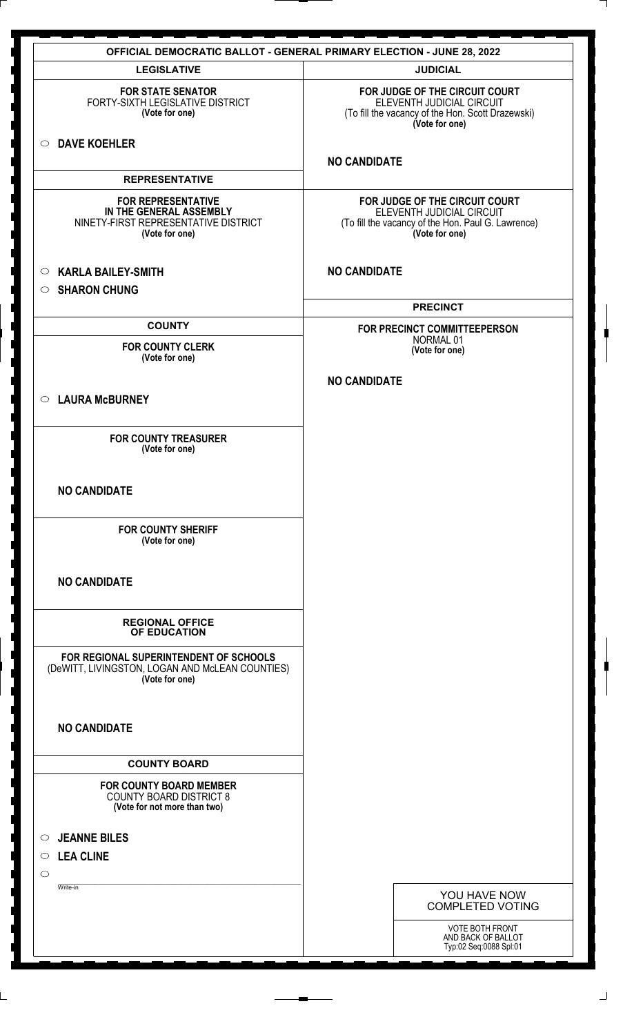# OFFICIAL DEMOCRATIC BALLOT - GENERAL PRIMARY ELECTION - JUNE 28, 2022

## LEGISLATIVE

**FOR STATE SENATOR**
FORTY-SIXTH LEGISLATIVE DISTRICT
**(Vote for one)**

○ **DAVE KOEHLER**

## REPRESENTATIVE

**FOR REPRESENTATIVE IN THE GENERAL ASSEMBLY**
NINETY-FIRST REPRESENTATIVE DISTRICT
**(Vote for one)**

○ **KARLA BAILEY-SMITH**
○ **SHARON CHUNG**

## COUNTY

**FOR COUNTY CLERK**
**(Vote for one)**

○ **LAURA McBURNEY**

**FOR COUNTY TREASURER**
**(Vote for one)**

**NO CANDIDATE**

**FOR COUNTY SHERIFF**
**(Vote for one)**

**NO CANDIDATE**

## REGIONAL OFFICE OF EDUCATION

**FOR REGIONAL SUPERINTENDENT OF SCHOOLS**
(DeWITT, LIVINGSTON, LOGAN AND McLEAN COUNTIES)
**(Vote for one)**

**NO CANDIDATE**

## COUNTY BOARD

**FOR COUNTY BOARD MEMBER**
COUNTY BOARD DISTRICT 8
**(Vote for not more than two)**

○ **JEANNE BILES**
○ **LEA CLINE**
○ ____________ Write-in

## JUDICIAL

**FOR JUDGE OF THE CIRCUIT COURT**
ELEVENTH JUDICIAL CIRCUIT
(To fill the vacancy of the Hon. Scott Drazewski)
**(Vote for one)**

**NO CANDIDATE**

**FOR JUDGE OF THE CIRCUIT COURT**
ELEVENTH JUDICIAL CIRCUIT
(To fill the vacancy of the Hon. Paul G. Lawrence)
**(Vote for one)**

**NO CANDIDATE**

## PRECINCT

**FOR PRECINCT COMMITTEEPERSON**
NORMAL 01
**(Vote for one)**

**NO CANDIDATE**

YOU HAVE NOW COMPLETED VOTING

VOTE BOTH FRONT AND BACK OF BALLOT
Typ:02 Seq:0088 Spl:01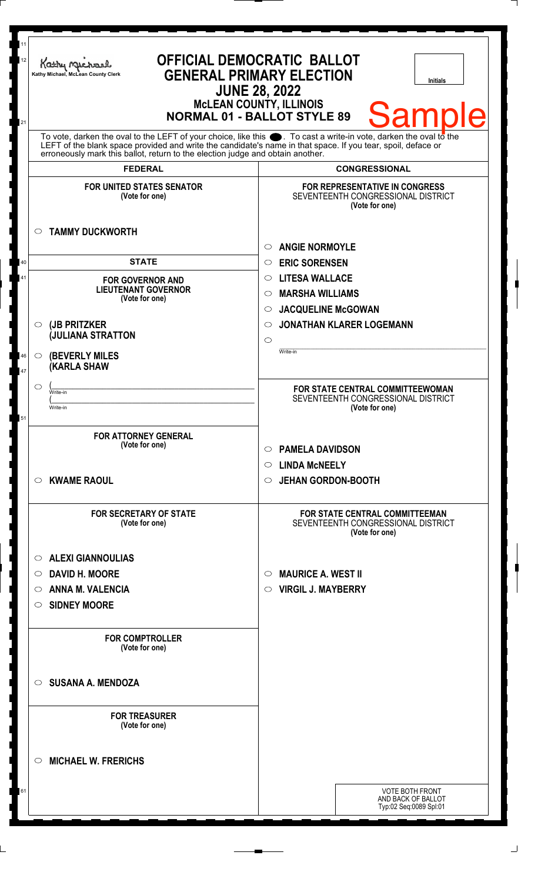Kathy Michael, McLean County Clerk

# OFFICIAL DEMOCRATIC BALLOT
## GENERAL PRIMARY ELECTION
## JUNE 28, 2022
### McLEAN COUNTY, ILLINOIS
### NORMAL 01 - BALLOT STYLE 89

Initials

Sample

To vote, darken the oval to the LEFT of your choice, like this ⬬. To cast a write-in vote, darken the oval to the LEFT of the blank space provided and write the candidate's name in that space. If you tear, spoil, deface or erroneously mark this ballot, return to the election judge and obtain another.

## FEDERAL

**FOR UNITED STATES SENATOR**
(Vote for one)

- ○ **TAMMY DUCKWORTH**

## STATE

**FOR GOVERNOR AND LIEUTENANT GOVERNOR**
(Vote for one)

- ○ **(JB PRITZKER (JULIANA STRATTON**
- ○ **(BEVERLY MILES (KARLA SHAW**
- ○ ( ______ Write-in ( ______ Write-in

**FOR ATTORNEY GENERAL**
(Vote for one)

- ○ **KWAME RAOUL**

**FOR SECRETARY OF STATE**
(Vote for one)

- ○ **ALEXI GIANNOULIAS**
- ○ **DAVID H. MOORE**
- ○ **ANNA M. VALENCIA**
- ○ **SIDNEY MOORE**

**FOR COMPTROLLER**
(Vote for one)

- ○ **SUSANA A. MENDOZA**

**FOR TREASURER**
(Vote for one)

- ○ **MICHAEL W. FRERICHS**

## CONGRESSIONAL

**FOR REPRESENTATIVE IN CONGRESS**
SEVENTEENTH CONGRESSIONAL DISTRICT
(Vote for one)

- ○ **ANGIE NORMOYLE**
- ○ **ERIC SORENSEN**
- ○ **LITESA WALLACE**
- ○ **MARSHA WILLIAMS**
- ○ **JACQUELINE McGOWAN**
- ○ **JONATHAN KLARER LOGEMANN**
- ○ ______ Write-in

**FOR STATE CENTRAL COMMITTEEWOMAN**
SEVENTEENTH CONGRESSIONAL DISTRICT
(Vote for one)

- ○ **PAMELA DAVIDSON**
- ○ **LINDA McNEELY**
- ○ **JEHAN GORDON-BOOTH**

**FOR STATE CENTRAL COMMITTEEMAN**
SEVENTEENTH CONGRESSIONAL DISTRICT
(Vote for one)

- ○ **MAURICE A. WEST II**
- ○ **VIRGIL J. MAYBERRY**

VOTE BOTH FRONT AND BACK OF BALLOT
Typ:02 Seq:0089 Spl:01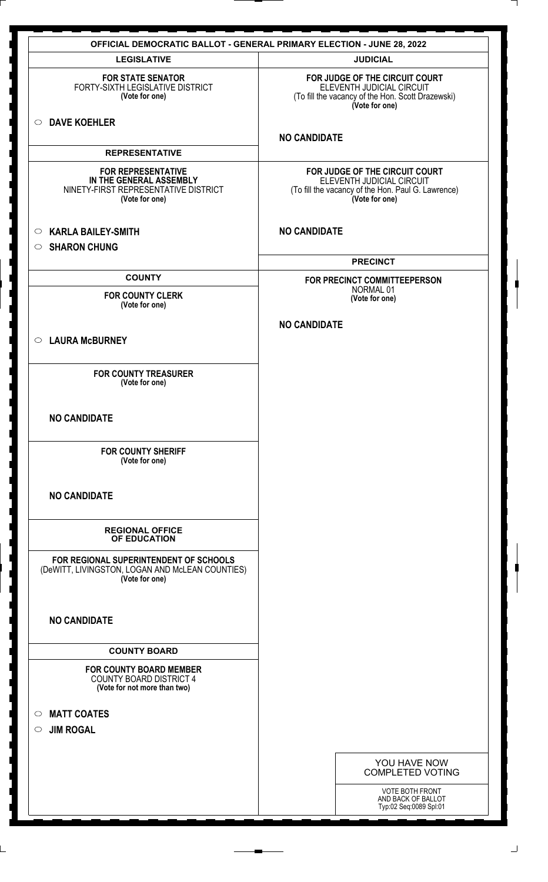# OFFICIAL DEMOCRATIC BALLOT - GENERAL PRIMARY ELECTION - JUNE 28, 2022

## LEGISLATIVE

**FOR STATE SENATOR**
FORTY-SIXTH LEGISLATIVE DISTRICT
**(Vote for one)**

○ **DAVE KOEHLER**

## REPRESENTATIVE

**FOR REPRESENTATIVE IN THE GENERAL ASSEMBLY**
NINETY-FIRST REPRESENTATIVE DISTRICT
**(Vote for one)**

○ **KARLA BAILEY-SMITH**
○ **SHARON CHUNG**

## COUNTY

**FOR COUNTY CLERK**
**(Vote for one)**

○ **LAURA McBURNEY**

**FOR COUNTY TREASURER**
**(Vote for one)**

**NO CANDIDATE**

**FOR COUNTY SHERIFF**
**(Vote for one)**

**NO CANDIDATE**

## REGIONAL OFFICE OF EDUCATION

**FOR REGIONAL SUPERINTENDENT OF SCHOOLS**
(DeWITT, LIVINGSTON, LOGAN AND McLEAN COUNTIES)
**(Vote for one)**

**NO CANDIDATE**

## COUNTY BOARD

**FOR COUNTY BOARD MEMBER**
COUNTY BOARD DISTRICT 4
**(Vote for not more than two)**

○ **MATT COATES**
○ **JIM ROGAL**

## JUDICIAL

**FOR JUDGE OF THE CIRCUIT COURT**
ELEVENTH JUDICIAL CIRCUIT
(To fill the vacancy of the Hon. Scott Drazewski)
**(Vote for one)**

**NO CANDIDATE**

**FOR JUDGE OF THE CIRCUIT COURT**
ELEVENTH JUDICIAL CIRCUIT
(To fill the vacancy of the Hon. Paul G. Lawrence)
**(Vote for one)**

**NO CANDIDATE**

## PRECINCT

**FOR PRECINCT COMMITTEEPERSON**
NORMAL 01
**(Vote for one)**

**NO CANDIDATE**

YOU HAVE NOW COMPLETED VOTING

VOTE BOTH FRONT AND BACK OF BALLOT
Typ:02 Seq:0089 Spl:01